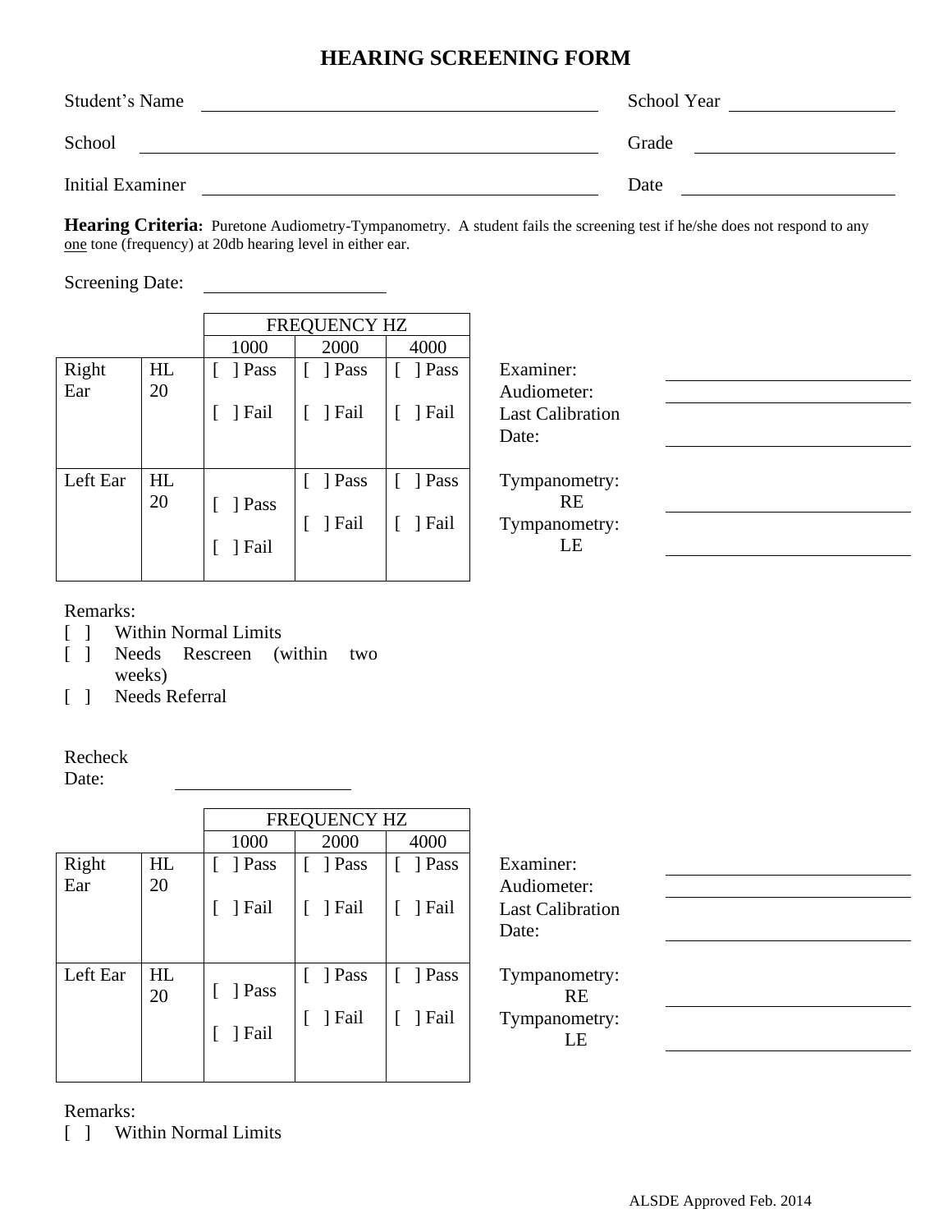# HEARING SCREENING FORM

Student's Name ______________________________ School Year ______________

School ______________________________ Grade ______________

Initial Examiner ______________________________ Date ______________

**Hearing Criteria:** Puretone Audiometry-Tympanometry. A student fails the screening test if he/she does not respond to any one tone (frequency) at 20db hearing level in either ear.

Screening Date: ______________

| | | FREQUENCY HZ | | |
|---|---|---|---|---|
| | | 1000 | 2000 | 4000 |
| Right Ear | HL 20 | [ ] Pass [ ] Fail | [ ] Pass [ ] Fail | [ ] Pass [ ] Fail |
| Left Ear | HL 20 | [ ] Pass [ ] Fail | [ ] Pass [ ] Fail | [ ] Pass [ ] Fail |

Examiner: ______________

Audiometer: ______________

Last Calibration Date: ______________

Tympanometry: RE ______________

Tympanometry: LE ______________

Remarks:

[ ] Within Normal Limits

[ ] Needs Rescreen (within two weeks)

[ ] Needs Referral

Recheck Date: ______________

| | | FREQUENCY HZ | | |
|---|---|---|---|---|
| | | 1000 | 2000 | 4000 |
| Right Ear | HL 20 | [ ] Pass [ ] Fail | [ ] Pass [ ] Fail | [ ] Pass [ ] Fail |
| Left Ear | HL 20 | [ ] Pass [ ] Fail | [ ] Pass [ ] Fail | [ ] Pass [ ] Fail |

Examiner: ______________

Audiometer: ______________

Last Calibration Date: ______________

Tympanometry: RE ______________

Tympanometry: LE ______________

Remarks:

[ ] Within Normal Limits

ALSDE Approved Feb. 2014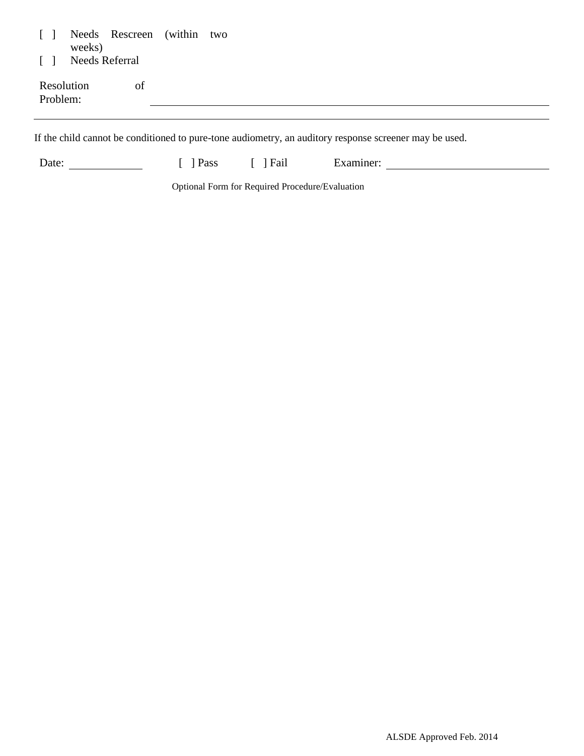[ ] Needs Rescreen (within two weeks)
[ ] Needs Referral

Resolution of Problem: ______________________________________________

---

If the child cannot be conditioned to pure-tone audiometry, an auditory response screener may be used.

Date: ____________ [ ] Pass [ ] Fail Examiner: ______________________________

Optional Form for Required Procedure/Evaluation

ALSDE Approved Feb. 2014